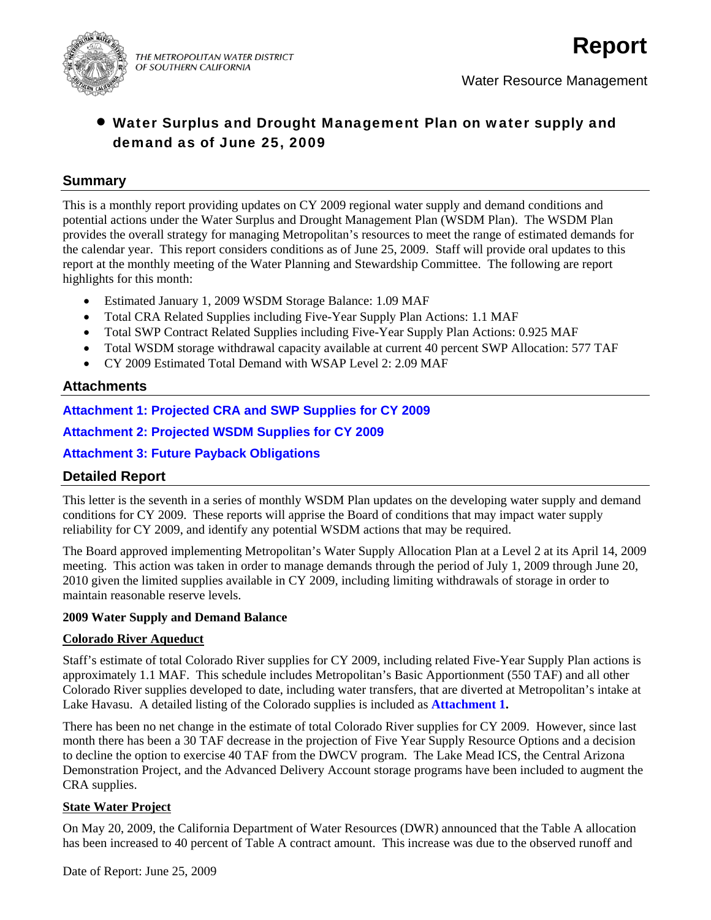THE METROPOLITAN WATER DISTRICT OF SOUTHERN CALIFORNIA

# Report

Water Resource Management

- **Water Surplus and Drought Management Plan on water supply and demand as of June 25, 2009**

## Summary

This is a monthly report providing updates on CY 2009 regional water supply and demand conditions and potential actions under the Water Surplus and Drought Management Plan (WSDM Plan). The WSDM Plan provides the overall strategy for managing Metropolitan's resources to meet the range of estimated demands for the calendar year. This report considers conditions as of June 25, 2009. Staff will provide oral updates to this report at the monthly meeting of the Water Planning and Stewardship Committee. The following are report highlights for this month:

- Estimated January 1, 2009 WSDM Storage Balance: 1.09 MAF
- Total CRA Related Supplies including Five-Year Supply Plan Actions: 1.1 MAF
- Total SWP Contract Related Supplies including Five-Year Supply Plan Actions: 0.925 MAF
- Total WSDM storage withdrawal capacity available at current 40 percent SWP Allocation: 577 TAF
- CY 2009 Estimated Total Demand with WSAP Level 2: 2.09 MAF

## Attachments

**Attachment 1: Projected CRA and SWP Supplies for CY 2009**

**Attachment 2: Projected WSDM Supplies for CY 2009**

**Attachment 3: Future Payback Obligations**

## Detailed Report

This letter is the seventh in a series of monthly WSDM Plan updates on the developing water supply and demand conditions for CY 2009. These reports will apprise the Board of conditions that may impact water supply reliability for CY 2009, and identify any potential WSDM actions that may be required.

The Board approved implementing Metropolitan's Water Supply Allocation Plan at a Level 2 at its April 14, 2009 meeting. This action was taken in order to manage demands through the period of July 1, 2009 through June 20, 2010 given the limited supplies available in CY 2009, including limiting withdrawals of storage in order to maintain reasonable reserve levels.

**2009 Water Supply and Demand Balance**

**Colorado River Aqueduct**

Staff's estimate of total Colorado River supplies for CY 2009, including related Five-Year Supply Plan actions is approximately 1.1 MAF. This schedule includes Metropolitan's Basic Apportionment (550 TAF) and all other Colorado River supplies developed to date, including water transfers, that are diverted at Metropolitan's intake at Lake Havasu. A detailed listing of the Colorado supplies is included as **Attachment 1.**

There has been no net change in the estimate of total Colorado River supplies for CY 2009. However, since last month there has been a 30 TAF decrease in the projection of Five Year Supply Resource Options and a decision to decline the option to exercise 40 TAF from the DWCV program. The Lake Mead ICS, the Central Arizona Demonstration Project, and the Advanced Delivery Account storage programs have been included to augment the CRA supplies.

**State Water Project**

On May 20, 2009, the California Department of Water Resources (DWR) announced that the Table A allocation has been increased to 40 percent of Table A contract amount. This increase was due to the observed runoff and

Date of Report: June 25, 2009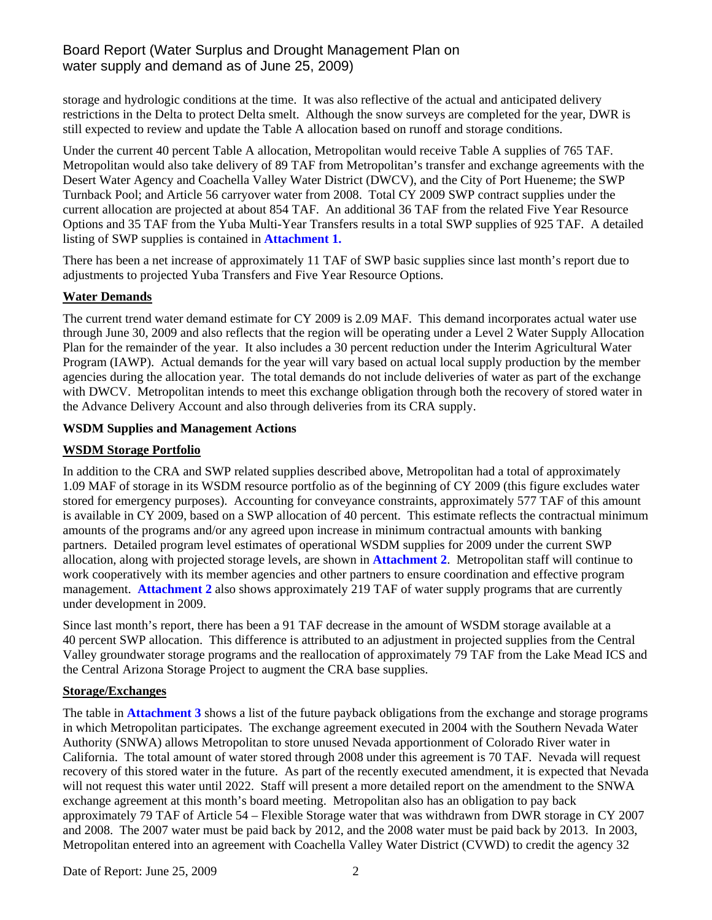storage and hydrologic conditions at the time. It was also reflective of the actual and anticipated delivery restrictions in the Delta to protect Delta smelt. Although the snow surveys are completed for the year, DWR is still expected to review and update the Table A allocation based on runoff and storage conditions.

Under the current 40 percent Table A allocation, Metropolitan would receive Table A supplies of 765 TAF. Metropolitan would also take delivery of 89 TAF from Metropolitan's transfer and exchange agreements with the Desert Water Agency and Coachella Valley Water District (DWCV), and the City of Port Hueneme; the SWP Turnback Pool; and Article 56 carryover water from 2008. Total CY 2009 SWP contract supplies under the current allocation are projected at about 854 TAF. An additional 36 TAF from the related Five Year Resource Options and 35 TAF from the Yuba Multi-Year Transfers results in a total SWP supplies of 925 TAF. A detailed listing of SWP supplies is contained in **Attachment 1.**

There has been a net increase of approximately 11 TAF of SWP basic supplies since last month's report due to adjustments to projected Yuba Transfers and Five Year Resource Options.

**Water Demands**

The current trend water demand estimate for CY 2009 is 2.09 MAF. This demand incorporates actual water use through June 30, 2009 and also reflects that the region will be operating under a Level 2 Water Supply Allocation Plan for the remainder of the year. It also includes a 30 percent reduction under the Interim Agricultural Water Program (IAWP). Actual demands for the year will vary based on actual local supply production by the member agencies during the allocation year. The total demands do not include deliveries of water as part of the exchange with DWCV. Metropolitan intends to meet this exchange obligation through both the recovery of stored water in the Advance Delivery Account and also through deliveries from its CRA supply.

**WSDM Supplies and Management Actions**

**WSDM Storage Portfolio**

In addition to the CRA and SWP related supplies described above, Metropolitan had a total of approximately 1.09 MAF of storage in its WSDM resource portfolio as of the beginning of CY 2009 (this figure excludes water stored for emergency purposes). Accounting for conveyance constraints, approximately 577 TAF of this amount is available in CY 2009, based on a SWP allocation of 40 percent. This estimate reflects the contractual minimum amounts of the programs and/or any agreed upon increase in minimum contractual amounts with banking partners. Detailed program level estimates of operational WSDM supplies for 2009 under the current SWP allocation, along with projected storage levels, are shown in **Attachment 2**. Metropolitan staff will continue to work cooperatively with its member agencies and other partners to ensure coordination and effective program management. **Attachment 2** also shows approximately 219 TAF of water supply programs that are currently under development in 2009.

Since last month's report, there has been a 91 TAF decrease in the amount of WSDM storage available at a 40 percent SWP allocation. This difference is attributed to an adjustment in projected supplies from the Central Valley groundwater storage programs and the reallocation of approximately 79 TAF from the Lake Mead ICS and the Central Arizona Storage Project to augment the CRA base supplies.

**Storage/Exchanges**

The table in **Attachment 3** shows a list of the future payback obligations from the exchange and storage programs in which Metropolitan participates. The exchange agreement executed in 2004 with the Southern Nevada Water Authority (SNWA) allows Metropolitan to store unused Nevada apportionment of Colorado River water in California. The total amount of water stored through 2008 under this agreement is 70 TAF. Nevada will request recovery of this stored water in the future. As part of the recently executed amendment, it is expected that Nevada will not request this water until 2022. Staff will present a more detailed report on the amendment to the SNWA exchange agreement at this month's board meeting. Metropolitan also has an obligation to pay back approximately 79 TAF of Article 54 – Flexible Storage water that was withdrawn from DWR storage in CY 2007 and 2008. The 2007 water must be paid back by 2012, and the 2008 water must be paid back by 2013. In 2003, Metropolitan entered into an agreement with Coachella Valley Water District (CVWD) to credit the agency 32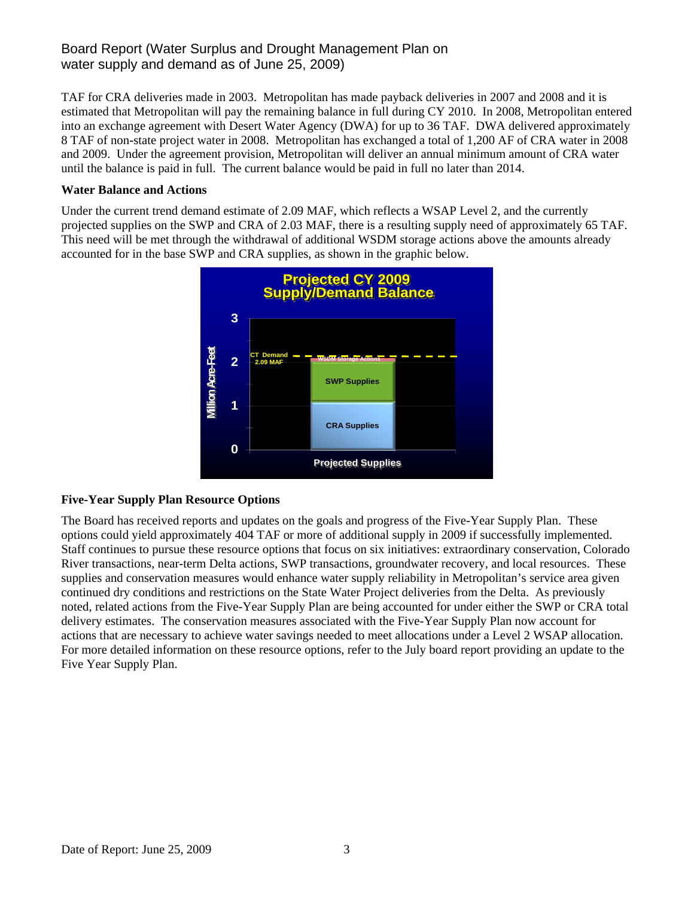TAF for CRA deliveries made in 2003. Metropolitan has made payback deliveries in 2007 and 2008 and it is estimated that Metropolitan will pay the remaining balance in full during CY 2010. In 2008, Metropolitan entered into an exchange agreement with Desert Water Agency (DWA) for up to 36 TAF. DWA delivered approximately 8 TAF of non-state project water in 2008. Metropolitan has exchanged a total of 1,200 AF of CRA water in 2008 and 2009. Under the agreement provision, Metropolitan will deliver an annual minimum amount of CRA water until the balance is paid in full. The current balance would be paid in full no later than 2014.

**Water Balance and Actions**

Under the current trend demand estimate of 2.09 MAF, which reflects a WSAP Level 2, and the currently projected supplies on the SWP and CRA of 2.03 MAF, there is a resulting supply need of approximately 65 TAF. This need will be met through the withdrawal of additional WSDM storage actions above the amounts already accounted for in the base SWP and CRA supplies, as shown in the graphic below.

**Projected CY 2009 Supply/Demand Balance**

- CT Demand 2.09 MAF
- WSDM Storage Actions
- SWP Supplies
- CRA Supplies

Million Acre-Feet (0–3); Projected Supplies

**Five-Year Supply Plan Resource Options**

The Board has received reports and updates on the goals and progress of the Five-Year Supply Plan. These options could yield approximately 404 TAF or more of additional supply in 2009 if successfully implemented. Staff continues to pursue these resource options that focus on six initiatives: extraordinary conservation, Colorado River transactions, near-term Delta actions, SWP transactions, groundwater recovery, and local resources. These supplies and conservation measures would enhance water supply reliability in Metropolitan's service area given continued dry conditions and restrictions on the State Water Project deliveries from the Delta. As previously noted, related actions from the Five-Year Supply Plan are being accounted for under either the SWP or CRA total delivery estimates. The conservation measures associated with the Five-Year Supply Plan now account for actions that are necessary to achieve water savings needed to meet allocations under a Level 2 WSAP allocation. For more detailed information on these resource options, refer to the July board report providing an update to the Five Year Supply Plan.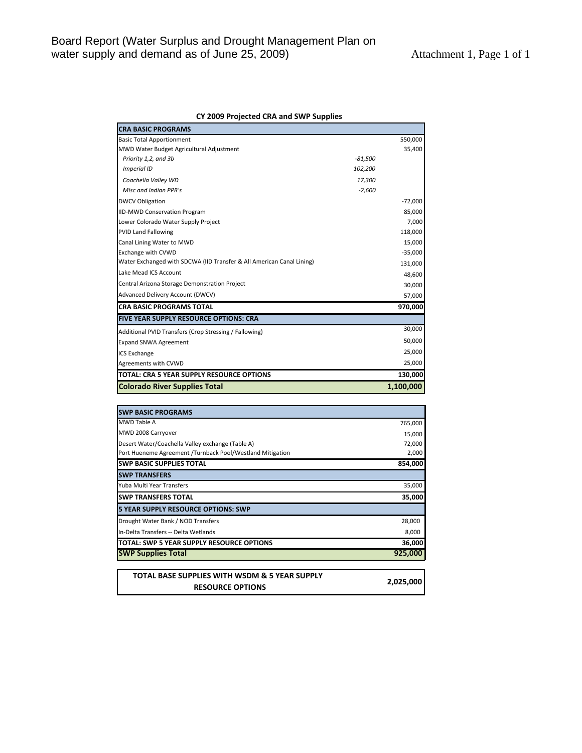Board Report (Water Surplus and Drought Management Plan on water supply and demand as of June 25, 2009)

Attachment 1, Page 1 of 1

**CY 2009 Projected CRA and SWP Supplies**

| CRA BASIC PROGRAMS | | |
|---|---|---|
| Basic Total Apportionment | | 550,000 |
| MWD Water Budget Agricultural Adjustment | | 35,400 |
| *Priority 1,2, and 3b* | *-81,500* | |
| *Imperial ID* | *102,200* | |
| *Coachella Valley WD* | *17,300* | |
| *Misc and Indian PPR's* | *-2,600* | |
| DWCV Obligation | | -72,000 |
| IID-MWD Conservation Program | | 85,000 |
| Lower Colorado Water Supply Project | | 7,000 |
| PVID Land Fallowing | | 118,000 |
| Canal Lining Water to MWD | | 15,000 |
| Exchange with CVWD | | -35,000 |
| Water Exchanged with SDCWA (IID Transfer & All American Canal Lining) | | 131,000 |
| Lake Mead ICS Account | | 48,600 |
| Central Arizona Storage Demonstration Project | | 30,000 |
| Advanced Delivery Account (DWCV) | | 57,000 |
| **CRA BASIC PROGRAMS TOTAL** | | **970,000** |
| **FIVE YEAR SUPPLY RESOURCE OPTIONS: CRA** | | |
| Additional PVID Transfers (Crop Stressing / Fallowing) | | 30,000 |
| Expand SNWA Agreement | | 50,000 |
| ICS Exchange | | 25,000 |
| Agreements with CVWD | | 25,000 |
| **TOTAL: CRA 5 YEAR SUPPLY RESOURCE OPTIONS** | | **130,000** |
| **Colorado River Supplies Total** | | **1,100,000** |

| SWP BASIC PROGRAMS | |
|---|---|
| MWD Table A | 765,000 |
| MWD 2008 Carryover | 15,000 |
| Desert Water/Coachella Valley exchange (Table A) | 72,000 |
| Port Hueneme Agreement /Turnback Pool/Westland Mitigation | 2,000 |
| **SWP BASIC SUPPLIES TOTAL** | **854,000** |
| **SWP TRANSFERS** | |
| Yuba Multi Year Transfers | 35,000 |
| **SWP TRANSFERS TOTAL** | **35,000** |
| **5 YEAR SUPPLY RESOURCE OPTIONS: SWP** | |
| Drought Water Bank / NOD Transfers | 28,000 |
| In-Delta Transfers -- Delta Wetlands | 8,000 |
| **TOTAL: SWP 5 YEAR SUPPLY RESOURCE OPTIONS** | **36,000** |
| **SWP Supplies Total** | **925,000** |

| **TOTAL BASE SUPPLIES WITH WSDM & 5 YEAR SUPPLY RESOURCE OPTIONS** | **2,025,000** |
|---|---|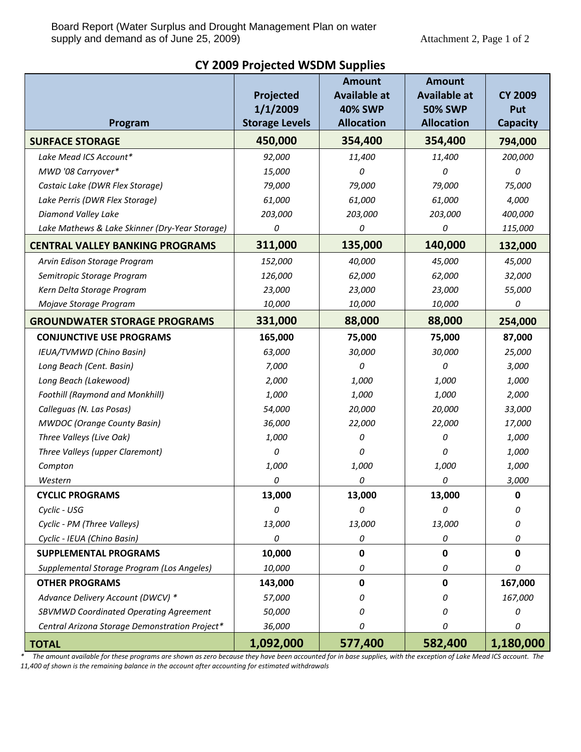Board Report (Water Surplus and Drought Management Plan on water supply and demand as of June 25, 2009)

## CY 2009 Projected WSDM Supplies

| Program | Projected 1/1/2009 Storage Levels | Amount Available at 40% SWP Allocation | Amount Available at 50% SWP Allocation | CY 2009 Put Capacity |
|---|---|---|---|---|
| **SURFACE STORAGE** | **450,000** | **354,400** | **354,400** | **794,000** |
| *Lake Mead ICS Account** | *92,000* | *11,400* | *11,400* | *200,000* |
| *MWD '08 Carryover** | *15,000* | *0* | *0* | *0* |
| *Castaic Lake (DWR Flex Storage)* | *79,000* | *79,000* | *79,000* | *75,000* |
| *Lake Perris (DWR Flex Storage)* | *61,000* | *61,000* | *61,000* | *4,000* |
| *Diamond Valley Lake* | *203,000* | *203,000* | *203,000* | *400,000* |
| *Lake Mathews & Lake Skinner (Dry-Year Storage)* | *0* | *0* | *0* | *115,000* |
| **CENTRAL VALLEY BANKING PROGRAMS** | **311,000** | **135,000** | **140,000** | **132,000** |
| *Arvin Edison Storage Program* | *152,000* | *40,000* | *45,000* | *45,000* |
| *Semitropic Storage Program* | *126,000* | *62,000* | *62,000* | *32,000* |
| *Kern Delta Storage Program* | *23,000* | *23,000* | *23,000* | *55,000* |
| *Mojave Storage Program* | *10,000* | *10,000* | *10,000* | *0* |
| **GROUNDWATER STORAGE PROGRAMS** | **331,000** | **88,000** | **88,000** | **254,000** |
| **CONJUNCTIVE USE PROGRAMS** | **165,000** | **75,000** | **75,000** | **87,000** |
| *IEUA/TVMWD (Chino Basin)* | *63,000* | *30,000* | *30,000* | *25,000* |
| *Long Beach (Cent. Basin)* | *7,000* | *0* | *0* | *3,000* |
| *Long Beach (Lakewood)* | *2,000* | *1,000* | *1,000* | *1,000* |
| *Foothill (Raymond and Monkhill)* | *1,000* | *1,000* | *1,000* | *2,000* |
| *Calleguas (N. Las Posas)* | *54,000* | *20,000* | *20,000* | *33,000* |
| *MWDOC (Orange County Basin)* | *36,000* | *22,000* | *22,000* | *17,000* |
| *Three Valleys (Live Oak)* | *1,000* | *0* | *0* | *1,000* |
| *Three Valleys (upper Claremont)* | *0* | *0* | *0* | *1,000* |
| *Compton* | *1,000* | *1,000* | *1,000* | *1,000* |
| *Western* | *0* | *0* | *0* | *3,000* |
| **CYCLIC PROGRAMS** | **13,000** | **13,000** | **13,000** | **0** |
| *Cyclic - USG* | *0* | *0* | *0* | *0* |
| *Cyclic - PM (Three Valleys)* | *13,000* | *13,000* | *13,000* | *0* |
| *Cyclic - IEUA (Chino Basin)* | *0* | *0* | *0* | *0* |
| **SUPPLEMENTAL PROGRAMS** | **10,000** | **0** | **0** | **0** |
| *Supplemental Storage Program (Los Angeles)* | *10,000* | *0* | *0* | *0* |
| **OTHER PROGRAMS** | **143,000** | **0** | **0** | **167,000** |
| *Advance Delivery Account (DWCV) ** | *57,000* | *0* | *0* | *167,000* |
| *SBVMWD Coordinated Operating Agreement* | *50,000* | *0* | *0* | *0* |
| *Central Arizona Storage Demonstration Project** | *36,000* | *0* | *0* | *0* |
| **TOTAL** | **1,092,000** | **577,400** | **582,400** | **1,180,000** |

\* *The amount available for these programs are shown as zero because they have been accounted for in base supplies, with the exception of Lake Mead ICS account. The 11,400 of shown is the remaining balance in the account after accounting for estimated withdrawals*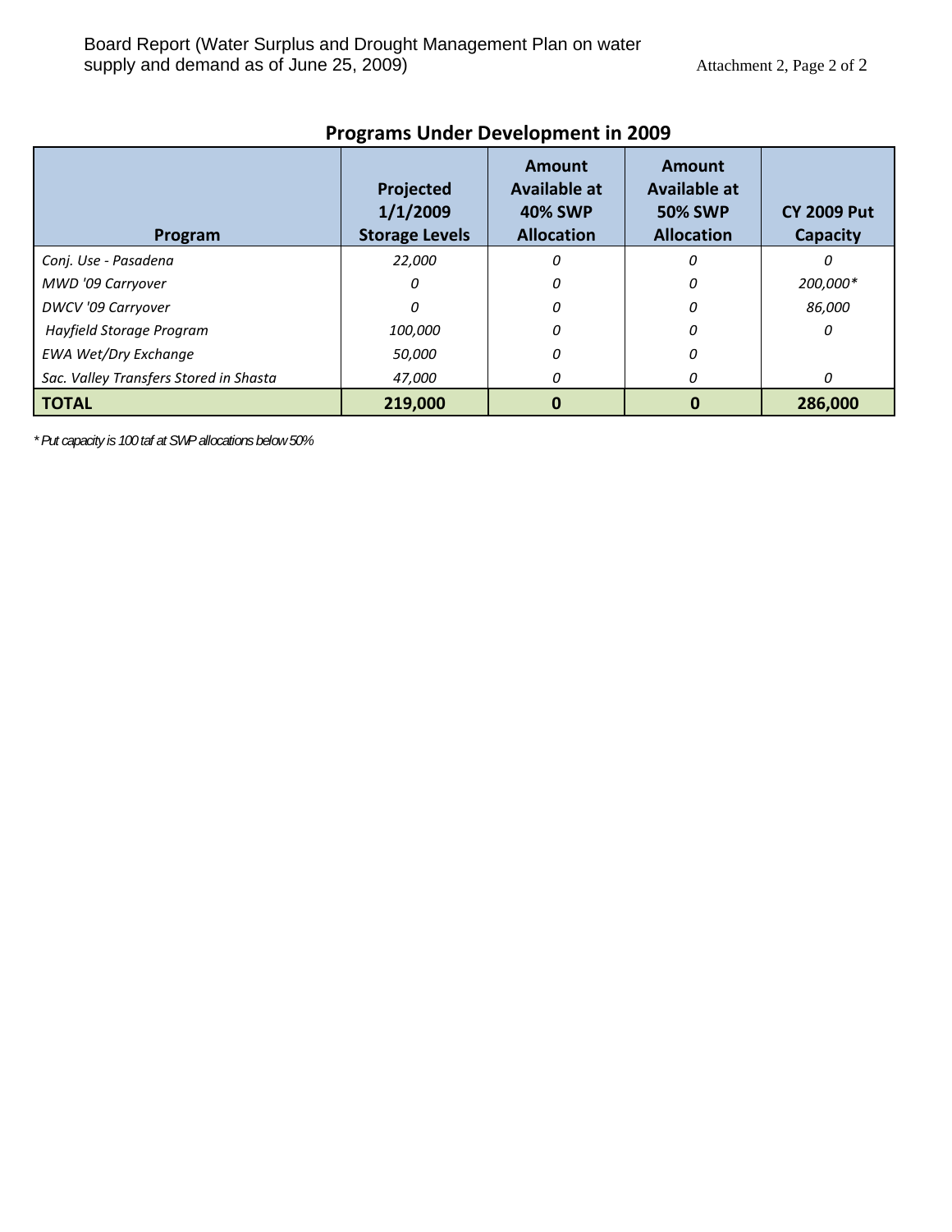## Programs Under Development in 2009

| Program | Projected 1/1/2009 Storage Levels | Amount Available at 40% SWP Allocation | Amount Available at 50% SWP Allocation | CY 2009 Put Capacity |
|---|---|---|---|---|
| *Conj. Use - Pasadena* | *22,000* | *0* | *0* | *0* |
| *MWD '09 Carryover* | *0* | *0* | *0* | *200,000** |
| *DWCV '09 Carryover* | *0* | *0* | *0* | *86,000* |
| *Hayfield Storage Program* | *100,000* | *0* | *0* | *0* |
| *EWA Wet/Dry Exchange* | *50,000* | *0* | *0* | |
| *Sac. Valley Transfers Stored in Shasta* | *47,000* | *0* | *0* | *0* |
| **TOTAL** | **219,000** | **0** | **0** | **286,000** |

*\* Put capacity is 100 taf at SWP allocations below 50%*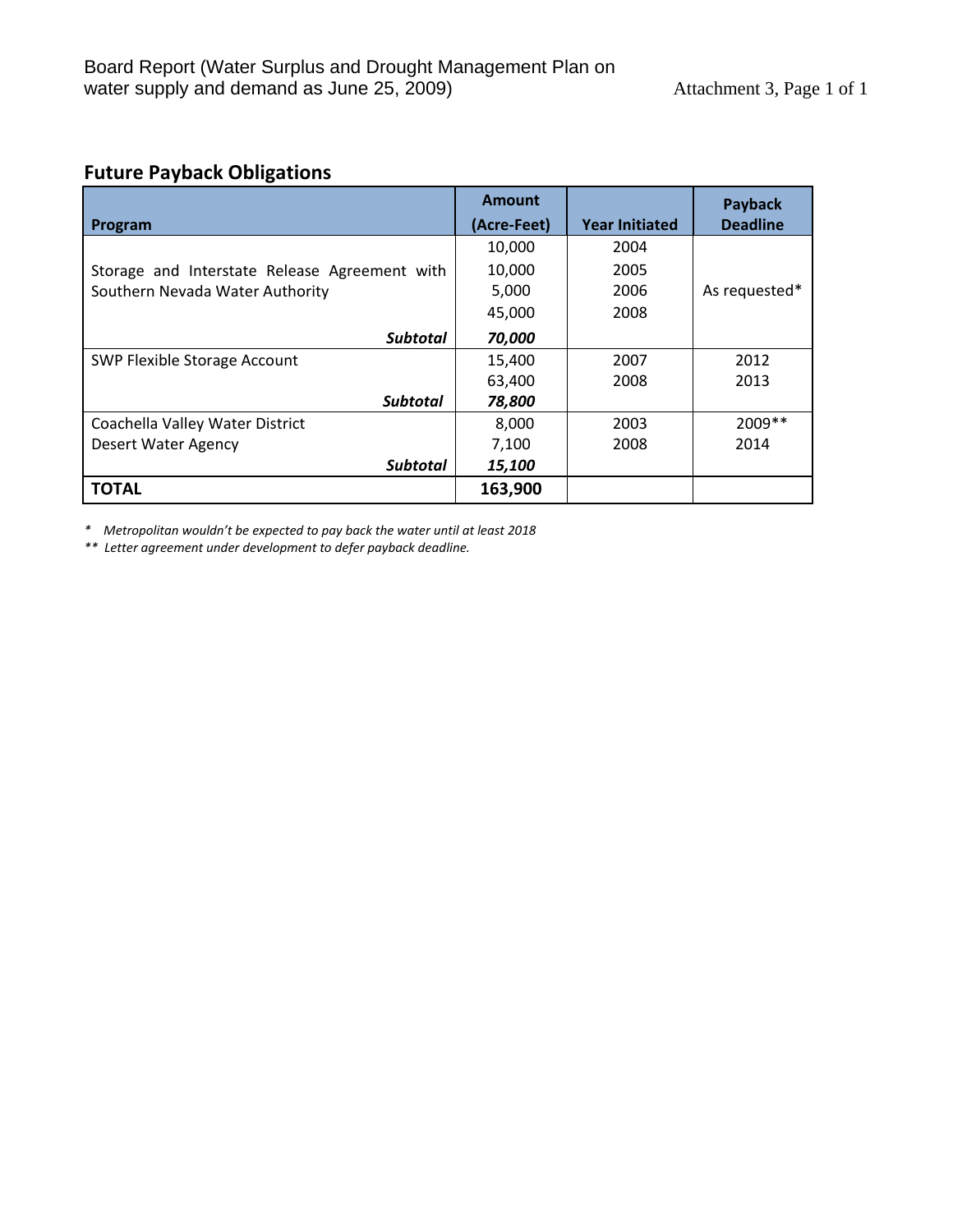## Future Payback Obligations

| Program | Amount (Acre-Feet) | Year Initiated | Payback Deadline |
|---|---|---|---|
| Storage and Interstate Release Agreement with Southern Nevada Water Authority | 10,000 | 2004 | As requested* |
| | 10,000 | 2005 | |
| | 5,000 | 2006 | |
| | 45,000 | 2008 | |
| ***Subtotal*** | ***70,000*** | | |
| SWP Flexible Storage Account | 15,400 | 2007 | 2012 |
| | 63,400 | 2008 | 2013 |
| ***Subtotal*** | ***78,800*** | | |
| Coachella Valley Water District | 8,000 | 2003 | 2009** |
| Desert Water Agency | 7,100 | 2008 | 2014 |
| ***Subtotal*** | ***15,100*** | | |
| **TOTAL** | **163,900** | | |

*\* Metropolitan wouldn't be expected to pay back the water until at least 2018*

*\*\* Letter agreement under development to defer payback deadline.*